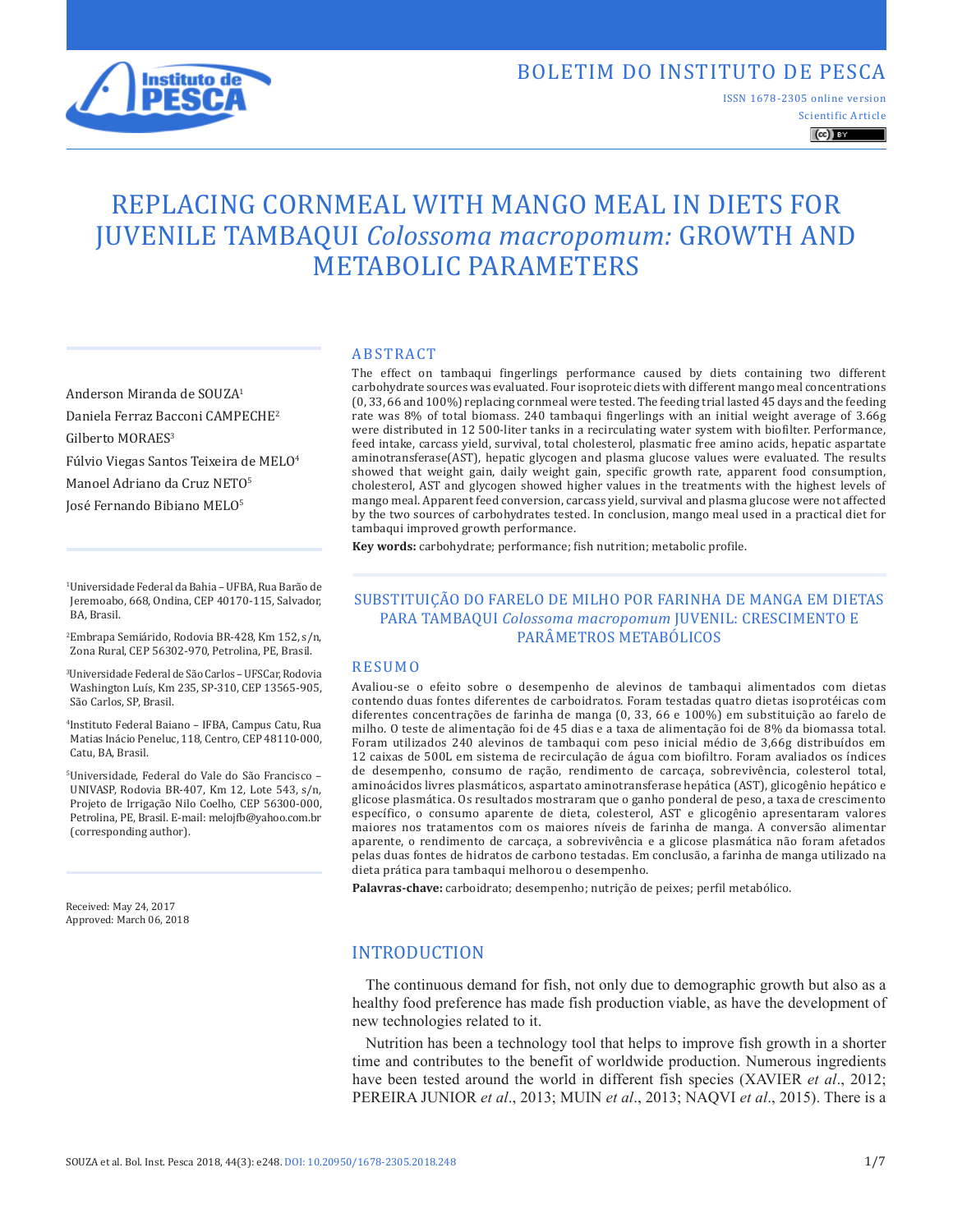# REPLACING CORNMEAL WITH MANGO MEAL IN DIETS FOR JUVENILE TAMBAQUI *Colossoma macropomum:* GROWTH AND METABOLIC PARAMETERS

Anderson Miranda de SOUZA[1]
Daniela Ferraz Bacconi CAMPECHE[2]
Gilberto MORAES[3]
Fúlvio Viegas Santos Teixeira de MELO[4]
Manoel Adriano da Cruz NETO[5]
José Fernando Bibiano MELO[5]

[1]Universidade Federal da Bahia – UFBA, Rua Barão de Jeremoabo, 668, Ondina, CEP 40170-115, Salvador, BA, Brasil.

[2]Embrapa Semiárido, Rodovia BR-428, Km 152, s/n, Zona Rural, CEP 56302-970, Petrolina, PE, Brasil.

[3]Universidade Federal de São Carlos – UFSCar, Rodovia Washington Luís, Km 235, SP-310, CEP 13565-905, São Carlos, SP, Brasil.

[4]Instituto Federal Baiano – IFBA, Campus Catu, Rua Matias Inácio Peneluc, 118, Centro, CEP 48110-000, Catu, BA, Brasil.

[5]Universidade, Federal do Vale do São Francisco – UNIVASP, Rodovia BR-407, Km 12, Lote 543, s/n, Projeto de Irrigação Nilo Coelho, CEP 56300-000, Petrolina, PE, Brasil. E-mail: melojfb@yahoo.com.br (corresponding author).

Received: May 24, 2017
Approved: March 06, 2018

## ABSTRACT

The effect on tambaqui fingerlings performance caused by diets containing two different carbohydrate sources was evaluated. Four isoproteic diets with different mango meal concentrations (0, 33, 66 and 100%) replacing cornmeal were tested. The feeding trial lasted 45 days and the feeding rate was 8% of total biomass. 240 tambaqui fingerlings with an initial weight average of 3.66g were distributed in 12 500-liter tanks in a recirculating water system with biofilter. Performance, feed intake, carcass yield, survival, total cholesterol, plasmatic free amino acids, hepatic aspartate aminotransferase(AST), hepatic glycogen and plasma glucose values were evaluated. The results showed that weight gain, daily weight gain, specific growth rate, apparent food consumption, cholesterol, AST and glycogen showed higher values in the treatments with the highest levels of mango meal. Apparent feed conversion, carcass yield, survival and plasma glucose were not affected by the two sources of carbohydrates tested. In conclusion, mango meal used in a practical diet for tambaqui improved growth performance.

**Key words:** carbohydrate; performance; fish nutrition; metabolic profile.

## SUBSTITUIÇÃO DO FARELO DE MILHO POR FARINHA DE MANGA EM DIETAS PARA TAMBAQUI *Colossoma macropomum* JUVENIL: CRESCIMENTO E PARÂMETROS METABÓLICOS

## RESUMO

Avaliou-se o efeito sobre o desempenho de alevinos de tambaqui alimentados com dietas contendo duas fontes diferentes de carboidratos. Foram testadas quatro dietas isoprotéicas com diferentes concentrações de farinha de manga (0, 33, 66 e 100%) em substituição ao farelo de milho. O teste de alimentação foi de 45 dias e a taxa de alimentação foi de 8% da biomassa total. Foram utilizados 240 alevinos de tambaqui com peso inicial médio de 3,66g distribuídos em 12 caixas de 500L em sistema de recirculação de água com biofiltro. Foram avaliados os índices de desempenho, consumo de ração, rendimento de carcaça, sobrevivência, colesterol total, aminoácidos livres plasmáticos, aspartato aminotransferase hepática (AST), glicogênio hepático e glicose plasmática. Os resultados mostraram que o ganho ponderal de peso, a taxa de crescimento específico, o consumo aparente de dieta, colesterol, AST e glicogênio apresentaram valores maiores nos tratamentos com os maiores níveis de farinha de manga. A conversão alimentar aparente, o rendimento de carcaça, a sobrevivência e a glicose plasmática não foram afetados pelas duas fontes de hidratos de carbono testadas. Em conclusão, a farinha de manga utilizado na dieta prática para tambaqui melhorou o desempenho.

**Palavras-chave:** carboidrato; desempenho; nutrição de peixes; perfil metabólico.

## INTRODUCTION

The continuous demand for fish, not only due to demographic growth but also as a healthy food preference has made fish production viable, as have the development of new technologies related to it.

Nutrition has been a technology tool that helps to improve fish growth in a shorter time and contributes to the benefit of worldwide production. Numerous ingredients have been tested around the world in different fish species (XAVIER *et al*., 2012; PEREIRA JUNIOR *et al*., 2013; MUIN *et al*., 2013; NAQVI *et al*., 2015). There is a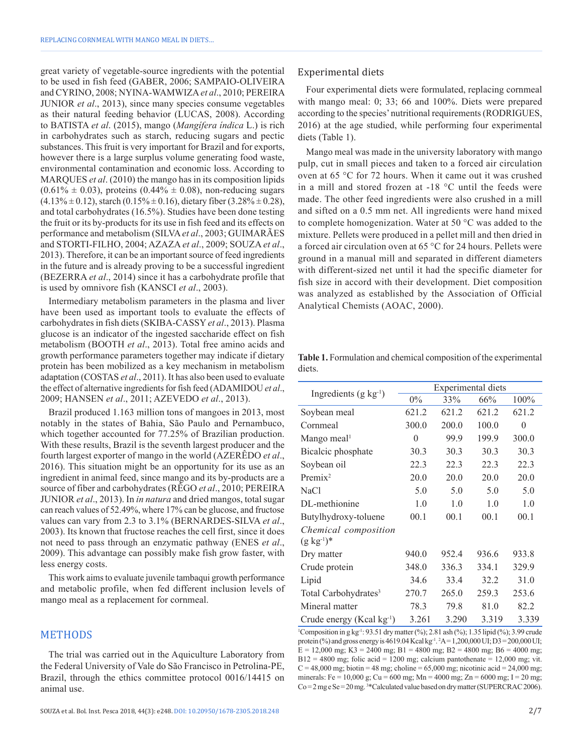great variety of vegetable-source ingredients with the potential to be used in fish feed (GABER, 2006; SAMPAIO-OLIVEIRA and CYRINO, 2008; NYINA-WAMWIZA *et al*., 2010; PEREIRA JUNIOR *et al*., 2013), since many species consume vegetables as their natural feeding behavior (LUCAS, 2008). According to BATISTA *et al*. (2015), mango (*Mangífera índica* L.) is rich in carbohydrates such as starch, reducing sugars and pectic substances. This fruit is very important for Brazil and for exports, however there is a large surplus volume generating food waste, environmental contamination and economic loss. According to MARQUES *et al*. (2010) the mango has in its composition lipids (0.61% ± 0.03), proteins (0.44% ± 0.08), non-reducing sugars (4.13% ± 0.12), starch (0.15% ± 0.16), dietary fiber (3.28% ± 0.28), and total carbohydrates (16.5%). Studies have been done testing the fruit or its by-products for its use in fish feed and its effects on performance and metabolism (SILVA *et al*., 2003; GUIMARÃES and STORTI-FILHO, 2004; AZAZA *et al*., 2009; SOUZA *et al*., 2013). Therefore, it can be an important source of feed ingredients in the future and is already proving to be a successful ingredient (BEZERRA *et al*., 2014) since it has a carbohydrate profile that is used by omnivore fish (KANSCI *et al*., 2003).

Intermediary metabolism parameters in the plasma and liver have been used as important tools to evaluate the effects of carbohydrates in fish diets (SKIBA-CASSY *et al*., 2013). Plasma glucose is an indicator of the ingested saccharide effect on fish metabolism (BOOTH *et al*., 2013). Total free amino acids and growth performance parameters together may indicate if dietary protein has been mobilized as a key mechanism in metabolism adaptation (COSTAS *et al*., 2011). It has also been used to evaluate the effect of alternative ingredients for fish feed (ADAMIDOU *et al*., 2009; HANSEN *et al*., 2011; AZEVEDO *et al*., 2013).

Brazil produced 1.163 million tons of mangoes in 2013, most notably in the states of Bahia, São Paulo and Pernambuco, which together accounted for 77.25% of Brazilian production. With these results, Brazil is the seventh largest producer and the fourth largest exporter of mango in the world (AZERÊDO *et al*., 2016). This situation might be an opportunity for its use as an ingredient in animal feed, since mango and its by-products are a source of fiber and carbohydrates (RÊGO *et al*., 2010; PEREIRA JUNIOR *et al*., 2013). In *in natura* and dried mangos, total sugar can reach values of 52.49%, where 17% can be glucose, and fructose values can vary from 2.3 to 3.1% (BERNARDES-SILVA *et al*., 2003). Its known that fructose reaches the cell first, since it does not need to pass through an enzymatic pathway (ENES *et al*., 2009). This advantage can possibly make fish grow faster, with less energy costs.

This work aims to evaluate juvenile tambaqui growth performance and metabolic profile, when fed different inclusion levels of mango meal as a replacement for cornmeal.

## METHODS

The trial was carried out in the Aquiculture Laboratory from the Federal University of Vale do São Francisco in Petrolina-PE, Brazil, through the ethics committee protocol 0016/14415 on animal use.

### Experimental diets

Four experimental diets were formulated, replacing cornmeal with mango meal: 0; 33; 66 and 100%. Diets were prepared according to the species' nutritional requirements (RODRIGUES, 2016) at the age studied, while performing four experimental diets (Table 1).

Mango meal was made in the university laboratory with mango pulp, cut in small pieces and taken to a forced air circulation oven at 65 °C for 72 hours. When it came out it was crushed in a mill and stored frozen at -18 °C until the feeds were made. The other feed ingredients were also crushed in a mill and sifted on a 0.5 mm net. All ingredients were hand mixed to complete homogenization. Water at 50 °C was added to the mixture. Pellets were produced in a pellet mill and then dried in a forced air circulation oven at 65 °C for 24 hours. Pellets were ground in a manual mill and separated in different diameters with different-sized net until it had the specific diameter for fish size in accord with their development. Diet composition was analyzed as established by the Association of Official Analytical Chemists (AOAC, 2000).

**Table 1.** Formulation and chemical composition of the experimental diets.

| Ingredients (g kg$^{-1}$) | Experimental diets | | | |
|---|---|---|---|---|
| | 0% | 33% | 66% | 100% |
| Soybean meal | 621.2 | 621.2 | 621.2 | 621.2 |
| Cornmeal | 300.0 | 200.0 | 100.0 | 0 |
| Mango meal[1] | 0 | 99.9 | 199.9 | 300.0 |
| Bicalcic phosphate | 30.3 | 30.3 | 30.3 | 30.3 |
| Soybean oil | 22.3 | 22.3 | 22.3 | 22.3 |
| Premix[2] | 20.0 | 20.0 | 20.0 | 20.0 |
| NaCl | 5.0 | 5.0 | 5.0 | 5.0 |
| DL-methionine | 1.0 | 1.0 | 1.0 | 1.0 |
| Butylhydroxy-toluene | 00.1 | 00.1 | 00.1 | 00.1 |
| *Chemical composition* (g kg$^{-1}$)* | | | | |
| Dry matter | 940.0 | 952.4 | 936.6 | 933.8 |
| Crude protein | 348.0 | 336.3 | 334.1 | 329.9 |
| Lipid | 34.6 | 33.4 | 32.2 | 31.0 |
| Total Carbohydrates[3] | 270.7 | 265.0 | 259.3 | 253.6 |
| Mineral matter | 78.3 | 79.8 | 81.0 | 82.2 |
| Crude energy (Kcal kg$^{-1}$) | 3.261 | 3.290 | 3.319 | 3.339 |

[1]Composition in g kg$^{-1}$: 93.51 dry matter (%); 2.81 ash (%); 1.35 lipid (%); 3.99 crude protein (%) and gross energy is 4619.04 Kcal kg$^{-1}$. [2]A = 1,200,000 UI; D3 = 200,000 UI; E = 12,000 mg; K3 = 2400 mg; B1 = 4800 mg; B2 = 4800 mg; B6 = 4000 mg; B12 = 4800 mg; folic acid = 1200 mg; calcium pantothenate = 12,000 mg; vit. C = 48,000 mg; biotin = 48 mg; choline = 65,000 mg; nicotinic acid = 24,000 mg; minerals: Fe = 10,000 g; Cu = 600 mg; Mn = 4000 mg; Zn = 6000 mg; I = 20 mg; Co = 2 mg e Se = 20 mg. [3]*Calculated value based on dry matter (SUPERCRAC 2006).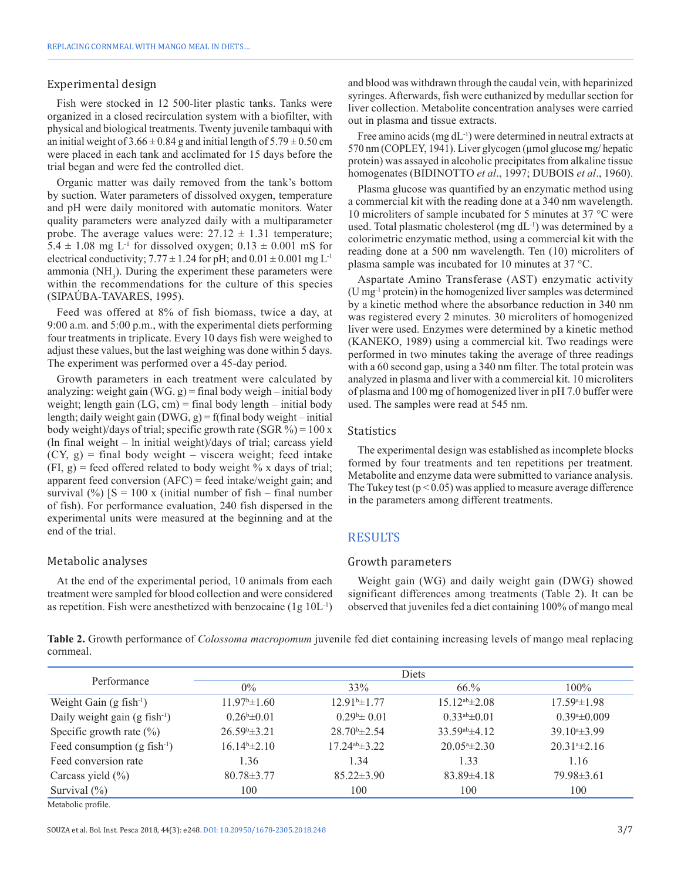## Experimental design

Fish were stocked in 12 500-liter plastic tanks. Tanks were organized in a closed recirculation system with a biofilter, with physical and biological treatments. Twenty juvenile tambaqui with an initial weight of $3.66 \pm 0.84$ g and initial length of $5.79 \pm 0.50$ cm were placed in each tank and acclimated for 15 days before the trial began and were fed the controlled diet.

Organic matter was daily removed from the tank's bottom by suction. Water parameters of dissolved oxygen, temperature and pH were daily monitored with automatic monitors. Water quality parameters were analyzed daily with a multiparameter probe. The average values were: $27.12 \pm 1.31$ temperature; $5.4 \pm 1.08$ mg $L^{-1}$ for dissolved oxygen; $0.13 \pm 0.001$ mS for electrical conductivity; $7.77 \pm 1.24$ for pH; and $0.01 \pm 0.001$ mg $L^{-1}$ ammonia ($NH_3$). During the experiment these parameters were within the recommendations for the culture of this species (SIPAÚBA-TAVARES, 1995).

Feed was offered at 8% of fish biomass, twice a day, at 9:00 a.m. and 5:00 p.m., with the experimental diets performing four treatments in triplicate. Every 10 days fish were weighed to adjust these values, but the last weighing was done within 5 days. The experiment was performed over a 45-day period.

Growth parameters in each treatment were calculated by analyzing: weight gain (WG. g) = final body weigh – initial body weight; length gain (LG, cm) = final body length – initial body length; daily weight gain (DWG, g) = f(final body weight – initial body weight)/days of trial; specific growth rate (SGR %) = 100 x (ln final weight – ln initial weight)/days of trial; carcass yield (CY, g) = final body weight – viscera weight; feed intake (FI, g) = feed offered related to body weight % x days of trial; apparent feed conversion (AFC) = feed intake/weight gain; and survival (%) [S = 100 x (initial number of fish – final number of fish). For performance evaluation, 240 fish dispersed in the experimental units were measured at the beginning and at the end of the trial.

## Metabolic analyses

At the end of the experimental period, 10 animals from each treatment were sampled for blood collection and were considered as repetition. Fish were anesthetized with benzocaine (1g $10L^{-1}$) and blood was withdrawn through the caudal vein, with heparinized syringes. Afterwards, fish were euthanized by medullar section for liver collection. Metabolite concentration analyses were carried out in plasma and tissue extracts.

Free amino acids (mg $dL^{-1}$) were determined in neutral extracts at 570 nm (COPLEY, 1941). Liver glycogen (µmol glucose mg/ hepatic protein) was assayed in alcoholic precipitates from alkaline tissue homogenates (BIDINOTTO *et al*., 1997; DUBOIS *et al*., 1960).

Plasma glucose was quantified by an enzymatic method using a commercial kit with the reading done at a 340 nm wavelength. 10 microliters of sample incubated for 5 minutes at 37 °C were used. Total plasmatic cholesterol (mg $dL^{-1}$) was determined by a colorimetric enzymatic method, using a commercial kit with the reading done at a 500 nm wavelength. Ten (10) microliters of plasma sample was incubated for 10 minutes at 37 °C.

Aspartate Amino Transferase (AST) enzymatic activity (U $mg^{-1}$ protein) in the homogenized liver samples was determined by a kinetic method where the absorbance reduction in 340 nm was registered every 2 minutes. 30 microliters of homogenized liver were used. Enzymes were determined by a kinetic method (KANEKO, 1989) using a commercial kit. Two readings were performed in two minutes taking the average of three readings with a 60 second gap, using a 340 nm filter. The total protein was analyzed in plasma and liver with a commercial kit. 10 microliters of plasma and 100 mg of homogenized liver in pH 7.0 buffer were used. The samples were read at 545 nm.

## Statistics

The experimental design was established as incomplete blocks formed by four treatments and ten repetitions per treatment. Metabolite and enzyme data were submitted to variance analysis. The Tukey test ($p < 0.05$) was applied to measure average difference in the parameters among different treatments.

# RESULTS

## Growth parameters

Weight gain (WG) and daily weight gain (DWG) showed significant differences among treatments (Table 2). It can be observed that juveniles fed a diet containing 100% of mango meal

**Table 2.** Growth performance of *Colossoma macropomum* juvenile fed diet containing increasing levels of mango meal replacing cornmeal.

| Performance | Diets | | | |
|---|---|---|---|---|
| | 0% | 33% | 66.% | 100% |
| Weight Gain (g $fish^{-1}$) | $11.97^{b}\pm1.60$ | $12.91^{b}\pm1.77$ | $15.12^{ab}\pm2.08$ | $17.59^{a}\pm1.98$ |
| Daily weight gain (g $fish^{-1}$) | $0.26^{b}\pm0.01$ | $0.29^{b}\pm 0.01$ | $0.33^{ab}\pm0.01$ | $0.39^{a}\pm0.009$ |
| Specific growth rate (%) | $26.59^{b}\pm3.21$ | $28.70^{b}\pm2.54$ | $33.59^{ab}\pm4.12$ | $39.10^{a}\pm3.99$ |
| Feed consumption (g $fish^{-1}$) | $16.14^{b}\pm2.10$ | $17.24^{ab}\pm3.22$ | $20.05^{a}\pm2.30$ | $20.31^{a}\pm2.16$ |
| Feed conversion rate | 1.36 | 1.34 | 1.33 | 1.16 |
| Carcass yield (%) | 80.78±3.77 | 85.22±3.90 | 83.89±4.18 | 79.98±3.61 |
| Survival (%) | 100 | 100 | 100 | 100 |

Metabolic profile.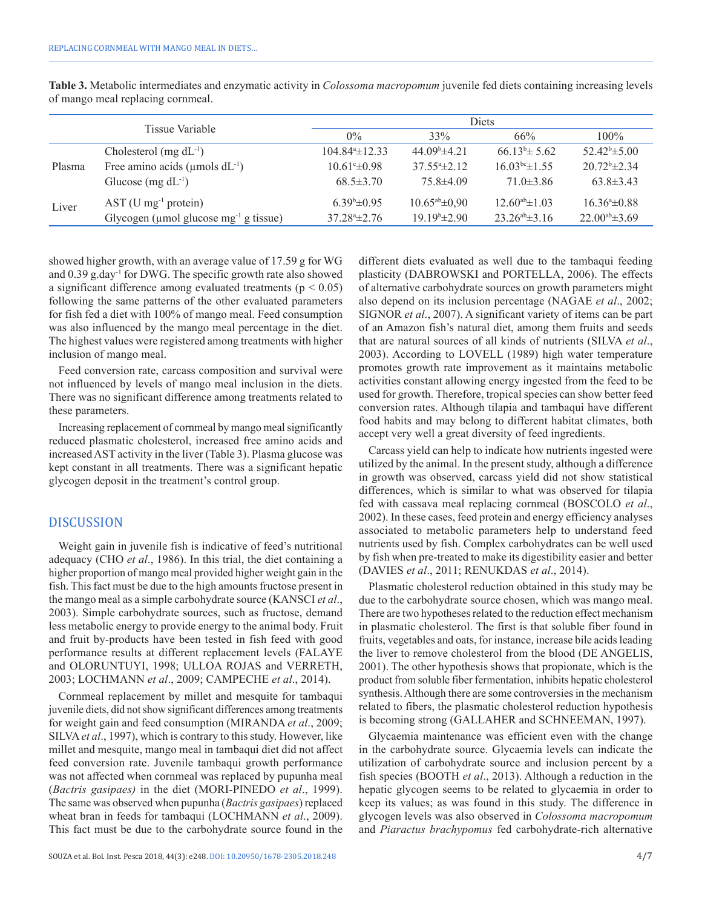**Table 3.** Metabolic intermediates and enzymatic activity in *Colossoma macropomum* juvenile fed diets containing increasing levels of mango meal replacing cornmeal.

| Tissue | Variable | Diets 0% | 33% | 66% | 100% |
|---|---|---|---|---|---|
| Plasma | Cholesterol (mg $dL^{-1}$) | $104.84^{a}\pm12.33$ | $44.09^{b}\pm4.21$ | $66.13^{b}\pm 5.62$ | $52.42^{b}\pm5.00$ |
| | Free amino acids (μmols $dL^{-1}$) | $10.61^{c}\pm0.98$ | $37.55^{a}\pm2.12$ | $16.03^{bc}\pm1.55$ | $20.72^{b}\pm2.34$ |
| | Glucose (mg $dL^{-1}$) | 68.5±3.70 | 75.8±4.09 | 71.0±3.86 | 63.8±3.43 |
| Liver | AST (U $mg^{-1}$ protein) | $6.39^{b}\pm0.95$ | $10.65^{ab}\pm0{,}90$ | $12.60^{ab}\pm1.03$ | $16.36^{a}\pm0.88$ |
| | Glycogen (μmol glucose $mg^{-1}$ g tissue) | $37.28^{a}\pm2.76$ | $19.19^{b}\pm2.90$ | $23.26^{ab}\pm3.16$ | $22.00^{ab}\pm3.69$ |

showed higher growth, with an average value of 17.59 g for WG and 0.39 g.$day^{-1}$ for DWG. The specific growth rate also showed a significant difference among evaluated treatments ($p < 0.05$) following the same patterns of the other evaluated parameters for fish fed a diet with 100% of mango meal. Feed consumption was also influenced by the mango meal percentage in the diet. The highest values were registered among treatments with higher inclusion of mango meal.

Feed conversion rate, carcass composition and survival were not influenced by levels of mango meal inclusion in the diets. There was no significant difference among treatments related to these parameters.

Increasing replacement of cornmeal by mango meal significantly reduced plasmatic cholesterol, increased free amino acids and increased AST activity in the liver (Table 3). Plasma glucose was kept constant in all treatments. There was a significant hepatic glycogen deposit in the treatment's control group.

## DISCUSSION

Weight gain in juvenile fish is indicative of feed's nutritional adequacy (CHO *et al*., 1986). In this trial, the diet containing a higher proportion of mango meal provided higher weight gain in the fish. This fact must be due to the high amounts fructose present in the mango meal as a simple carbohydrate source (KANSCI *et al*., 2003). Simple carbohydrate sources, such as fructose, demand less metabolic energy to provide energy to the animal body. Fruit and fruit by-products have been tested in fish feed with good performance results at different replacement levels (FALAYE and OLORUNTUYI, 1998; ULLOA ROJAS and VERRETH, 2003; LOCHMANN *et al*., 2009; CAMPECHE *et al*., 2014).

Cornmeal replacement by millet and mesquite for tambaqui juvenile diets, did not show significant differences among treatments for weight gain and feed consumption (MIRANDA *et al*., 2009; SILVA *et al*., 1997), which is contrary to this study. However, like millet and mesquite, mango meal in tambaqui diet did not affect feed conversion rate. Juvenile tambaqui growth performance was not affected when cornmeal was replaced by pupunha meal (*Bactris gasipaes)* in the diet (MORI-PINEDO *et al*., 1999). The same was observed when pupunha (*Bactris gasipaes*) replaced wheat bran in feeds for tambaqui (LOCHMANN *et al*., 2009). This fact must be due to the carbohydrate source found in the different diets evaluated as well due to the tambaqui feeding plasticity (DABROWSKI and PORTELLA, 2006). The effects of alternative carbohydrate sources on growth parameters might also depend on its inclusion percentage (NAGAE *et al*., 2002; SIGNOR *et al*., 2007). A significant variety of items can be part of an Amazon fish's natural diet, among them fruits and seeds that are natural sources of all kinds of nutrients (SILVA *et al*., 2003). According to LOVELL (1989) high water temperature promotes growth rate improvement as it maintains metabolic activities constant allowing energy ingested from the feed to be used for growth. Therefore, tropical species can show better feed conversion rates. Although tilapia and tambaqui have different food habits and may belong to different habitat climates, both accept very well a great diversity of feed ingredients.

Carcass yield can help to indicate how nutrients ingested were utilized by the animal. In the present study, although a difference in growth was observed, carcass yield did not show statistical differences, which is similar to what was observed for tilapia fed with cassava meal replacing cornmeal (BOSCOLO *et al*., 2002). In these cases, feed protein and energy efficiency analyses associated to metabolic parameters help to understand feed nutrients used by fish. Complex carbohydrates can be well used by fish when pre-treated to make its digestibility easier and better (DAVIES *et al*., 2011; RENUKDAS *et al*., 2014).

Plasmatic cholesterol reduction obtained in this study may be due to the carbohydrate source chosen, which was mango meal. There are two hypotheses related to the reduction effect mechanism in plasmatic cholesterol. The first is that soluble fiber found in fruits, vegetables and oats, for instance, increase bile acids leading the liver to remove cholesterol from the blood (DE ANGELIS, 2001). The other hypothesis shows that propionate, which is the product from soluble fiber fermentation, inhibits hepatic cholesterol synthesis. Although there are some controversies in the mechanism related to fibers, the plasmatic cholesterol reduction hypothesis is becoming strong (GALLAHER and SCHNEEMAN, 1997).

Glycaemia maintenance was efficient even with the change in the carbohydrate source. Glycaemia levels can indicate the utilization of carbohydrate source and inclusion percent by a fish species (BOOTH *et al*., 2013). Although a reduction in the hepatic glycogen seems to be related to glycaemia in order to keep its values; as was found in this study. The difference in glycogen levels was also observed in *Colossoma macropomum* and *Piaractus brachypomus* fed carbohydrate-rich alternative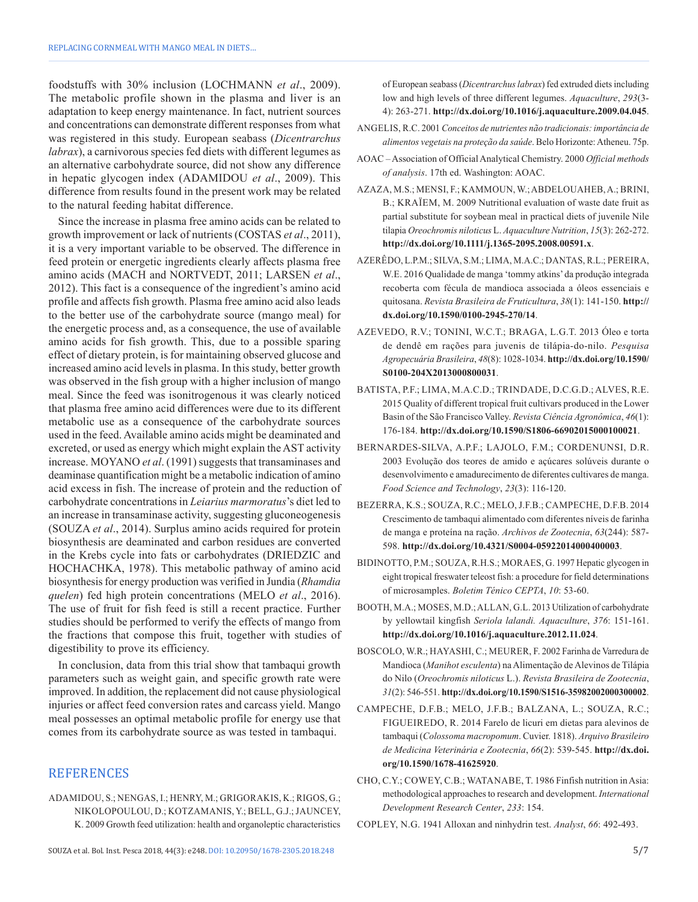foodstuffs with 30% inclusion (LOCHMANN *et al*., 2009). The metabolic profile shown in the plasma and liver is an adaptation to keep energy maintenance. In fact, nutrient sources and concentrations can demonstrate different responses from what was registered in this study. European seabass (*Dicentrarchus labrax*), a carnivorous species fed diets with different legumes as an alternative carbohydrate source, did not show any difference in hepatic glycogen index (ADAMIDOU *et al*., 2009). This difference from results found in the present work may be related to the natural feeding habitat difference.

Since the increase in plasma free amino acids can be related to growth improvement or lack of nutrients (COSTAS *et al*., 2011), it is a very important variable to be observed. The difference in feed protein or energetic ingredients clearly affects plasma free amino acids (MACH and NORTVEDT, 2011; LARSEN *et al*., 2012). This fact is a consequence of the ingredient's amino acid profile and affects fish growth. Plasma free amino acid also leads to the better use of the carbohydrate source (mango meal) for the energetic process and, as a consequence, the use of available amino acids for fish growth. This, due to a possible sparing effect of dietary protein, is for maintaining observed glucose and increased amino acid levels in plasma. In this study, better growth was observed in the fish group with a higher inclusion of mango meal. Since the feed was isonitrogenous it was clearly noticed that plasma free amino acid differences were due to its different metabolic use as a consequence of the carbohydrate sources used in the feed. Available amino acids might be deaminated and excreted, or used as energy which might explain the AST activity increase. MOYANO *et al*. (1991) suggests that transaminases and deaminase quantification might be a metabolic indication of amino acid excess in fish. The increase of protein and the reduction of carbohydrate concentrations in *Leiarius marmoratus*'s diet led to an increase in transaminase activity, suggesting gluconeogenesis (SOUZA *et al*., 2014). Surplus amino acids required for protein biosynthesis are deaminated and carbon residues are converted in the Krebs cycle into fats or carbohydrates (DRIEDZIC and HOCHACHKA, 1978). This metabolic pathway of amino acid biosynthesis for energy production was verified in Jundia (*Rhamdia quelen*) fed high protein concentrations (MELO *et al*., 2016). The use of fruit for fish feed is still a recent practice. Further studies should be performed to verify the effects of mango from the fractions that compose this fruit, together with studies of digestibility to prove its efficiency.

In conclusion, data from this trial show that tambaqui growth parameters such as weight gain, and specific growth rate were improved. In addition, the replacement did not cause physiological injuries or affect feed conversion rates and carcass yield. Mango meal possesses an optimal metabolic profile for energy use that comes from its carbohydrate source as was tested in tambaqui.

## REFERENCES

ADAMIDOU, S.; NENGAS, I.; HENRY, M.; GRIGORAKIS, K.; RIGOS, G.; NIKOLOPOULOU, D.; KOTZAMANIS, Y.; BELL, G.J.; JAUNCEY, K. 2009 Growth feed utilization: health and organoleptic characteristics of European seabass (*Dicentrarchus labrax*) fed extruded diets including low and high levels of three different legumes. *Aquaculture*, *293*(3-4): 263-271. **http://dx.doi.org/10.1016/j.aquaculture.2009.04.045**.

ANGELIS, R.C. 2001 *Conceitos de nutrientes não tradicionais: importância de alimentos vegetais na proteção da saúde*. Belo Horizonte: Atheneu. 75p.

AOAC – Association of Official Analytical Chemistry. 2000 *Official methods of analysis*. 17th ed. Washington: AOAC.

AZAZA, M.S.; MENSI, F.; KAMMOUN, W.; ABDELOUAHEB, A.; BRINI, B.; KRAÏEM, M. 2009 Nutritional evaluation of waste date fruit as partial substitute for soybean meal in practical diets of juvenile Nile tilapia *Oreochromis niloticus* L. *Aquaculture Nutrition*, *15*(3): 262-272. **http://dx.doi.org/10.1111/j.1365-2095.2008.00591.x**.

AZERÊDO, L.P.M.; SILVA, S.M.; LIMA, M.A.C.; DANTAS, R.L.; PEREIRA, W.E. 2016 Qualidade de manga 'tommy atkins' da produção integrada recoberta com fécula de mandioca associada a óleos essenciais e quitosana. *Revista Brasileira de Fruticultura*, *38*(1): 141-150. **http://dx.doi.org/10.1590/0100-2945-270/14**.

AZEVEDO, R.V.; TONINI, W.C.T.; BRAGA, L.G.T. 2013 Óleo e torta de dendê em rações para juvenis de tilápia-do-nilo. *Pesquisa Agropecuária Brasileira*, *48*(8): 1028-1034. **http://dx.doi.org/10.1590/S0100-204X2013000800031**.

BATISTA, P.F.; LIMA, M.A.C.D.; TRINDADE, D.C.G.D.; ALVES, R.E. 2015 Quality of different tropical fruit cultivars produced in the Lower Basin of the São Francisco Valley. *Revista Ciência Agronômica*, *46*(1): 176-184. **http://dx.doi.org/10.1590/S1806-66902015000100021**.

BERNARDES-SILVA, A.P.F.; LAJOLO, F.M.; CORDENUNSI, D.R. 2003 Evolução dos teores de amido e açúcares solúveis durante o desenvolvimento e amadurecimento de diferentes cultivares de manga. *Food Science and Technology*, *23*(3): 116-120.

BEZERRA, K.S.; SOUZA, R.C.; MELO, J.F.B.; CAMPECHE, D.F.B. 2014 Crescimento de tambaqui alimentado com diferentes níveis de farinha de manga e proteína na ração. *Archivos de Zootecnia*, *63*(244): 587-598. **http://dx.doi.org/10.4321/S0004-05922014000400003**.

BIDINOTTO, P.M.; SOUZA, R.H.S.; MORAES, G. 1997 Hepatic glycogen in eight tropical freswater teleost fish: a procedure for field determinations of microsamples. *Boletim Ténico CEPTA*, *10*: 53-60.

BOOTH, M.A.; MOSES, M.D.; ALLAN, G.L. 2013 Utilization of carbohydrate by yellowtail kingfish *Seriola lalandi. Aquaculture*, *376*: 151-161. **http://dx.doi.org/10.1016/j.aquaculture.2012.11.024**.

BOSCOLO, W.R.; HAYASHI, C.; MEURER, F. 2002 Farinha de Varredura de Mandioca (*Manihot esculenta*) na Alimentação de Alevinos de Tilápia do Nilo (*Oreochromis niloticus* L.). *Revista Brasileira de Zootecnia*, *31*(2): 546-551. **http://dx.doi.org/10.1590/S1516-35982002000300002**.

CAMPECHE, D.F.B.; MELO, J.F.B.; BALZANA, L.; SOUZA, R.C.; FIGUEIREDO, R. 2014 Farelo de licuri em dietas para alevinos de tambaqui (*Colossoma macropomum*. Cuvier. 1818). *Arquivo Brasileiro de Medicina Veterinária e Zootecnia*, *66*(2): 539-545. **http://dx.doi.org/10.1590/1678-41625920**.

CHO, C.Y.; COWEY, C.B.; WATANABE, T. 1986 Finfish nutrition in Asia: methodological approaches to research and development. *International Development Research Center*, *233*: 154.

COPLEY, N.G. 1941 Alloxan and ninhydrin test. *Analyst*, *66*: 492-493.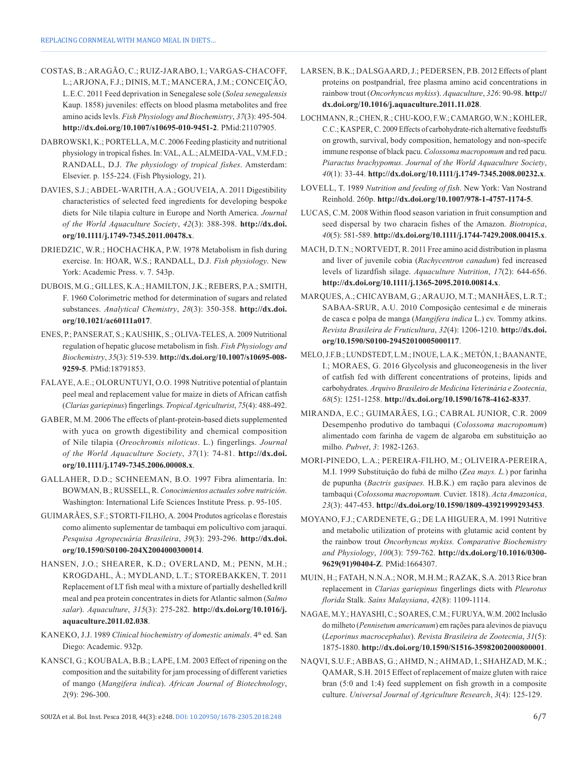COSTAS, B.; ARAGÃO, C.; RUIZ-JARABO, I.; VARGAS-CHACOFF, L.; ARJONA, F.J.; DINIS, M.T.; MANCERA, J.M.; CONCEIÇÃO, L.E.C. 2011 Feed deprivation in Senegalese sole (*Solea senegalensis* Kaup. 1858) juveniles: effects on blood plasma metabolites and free amino acids levls. *Fish Physiology and Biochemistry*, *37*(3): 495-504. **http://dx.doi.org/10.1007/s10695-010-9451-2**. PMid:21107905.

DABROWSKI, K.; PORTELLA, M.C. 2006 Feeding plasticity and nutritional physiology in tropical fishes. In: VAL, A.L.; ALMEIDA-VAL, V.M.F.D.; RANDALL, D.J. *The physiology of tropical fishes*. Amsterdam: Elsevier. p. 155-224. (Fish Physiology, 21).

DAVIES, S.J.; ABDEL-WARITH, A.A.; GOUVEIA, A. 2011 Digestibility characteristics of selected feed ingredients for developing bespoke diets for Nile tilapia culture in Europe and North America. *Journal of the World Aquaculture Society*, *42*(3): 388-398. **http://dx.doi.org/10.1111/j.1749-7345.2011.00478.x**.

DRIEDZIC, W.R.; HOCHACHKA, P.W. 1978 Metabolism in fish during exercise. In: HOAR, W.S.; RANDALL, D.J. *Fish physiology*. New York: Academic Press. v. 7. 543p.

DUBOIS, M.G.; GILLES, K.A.; HAMILTON, J.K.; REBERS, P.A.; SMITH, F. 1960 Colorimetric method for determination of sugars and related substances. *Analytical Chemistry*, *28*(3): 350-358. **http://dx.doi.org/10.1021/ac60111a017**.

ENES, P.; PANSERAT, S.; KAUSHIK, S.; OLIVA-TELES, A. 2009 Nutritional regulation of hepatic glucose metabolism in fish. *Fish Physiology and Biochemistry*, *35*(3): 519-539. **http://dx.doi.org/10.1007/s10695-008-9259-5**. PMid:18791853.

FALAYE, A.E.; OLORUNTUYI, O.O. 1998 Nutritive potential of plantain peel meal and replacement value for maize in diets of African catfish (*Clarias gariepinus*) fingerlings. *Tropical Agriculturist*, *75*(4): 488-492.

GABER, M.M. 2006 The effects of plant-protein-based diets supplemented with yuca on growth digestibility and chemical composition of Nile tilapia (*Oreochromis niloticus*. L.) fingerlings. *Journal of the World Aquaculture Society*, *37*(1): 74-81. **http://dx.doi.org/10.1111/j.1749-7345.2006.00008.x**.

GALLAHER, D.D.; SCHNEEMAN, B.O. 1997 Fibra alimentaría. In: BOWMAN, B.; RUSSELL, R. *Conocimientos actuales sobre nutrición*. Washington: International Life Sciences Institute Press. p. 95-105.

GUIMARÃES, S.F.; STORTI-FILHO, A. 2004 Produtos agrícolas e florestais como alimento suplementar de tambaqui em policultivo com jaraqui. *Pesquisa Agropecuária Brasileira*, *39*(3): 293-296. **http://dx.doi.org/10.1590/S0100-204X2004000300014**.

HANSEN, J.O.; SHEARER, K.D.; OVERLAND, M.; PENN, M.H.; KROGDAHL, Å.; MYDLAND, L.T.; STOREBAKKEN, T. 2011 Replacement of LT fish meal with a mixture of partially deshelled krill meal and pea protein concentrates in diets for Atlantic salmon (*Salmo salar*). *Aquaculture*, *315*(3): 275-282. **http://dx.doi.org/10.1016/j.aquaculture.2011.02.038**.

KANEKO, J.J. 1989 *Clinical biochemistry of domestic animals*. 4th ed. San Diego: Academic. 932p.

KANSCI, G.; KOUBALA, B.B.; LAPE, I.M. 2003 Effect of ripening on the composition and the suitability for jam processing of different varieties of mango (*Mangifera indica*). *African Journal of Biotechnology*, *2*(9): 296-300.

LARSEN, B.K.; DALSGAARD, J.; PEDERSEN, P.B. 2012 Effects of plant proteins on postpandrial, free plasma amino acid concentrations in rainbow trout (*Oncorhyncus mykiss*). *Aquaculture*, *326*: 90-98. **http://dx.doi.org/10.1016/j.aquaculture.2011.11.028**.

LOCHMANN, R.; CHEN, R.; CHU-KOO, F.W.; CAMARGO, W.N.; KOHLER, C.C.; KASPER, C. 2009 Effects of carbohydrate-rich alternative feedstuffs on growth, survival, body composition, hematology and non-specifc immune response of black pacu. *Colossoma macropomum* and red pacu. *Piaractus brachypomus. Journal of the World Aquaculture Society*, *40*(1): 33-44. **http://dx.doi.org/10.1111/j.1749-7345.2008.00232.x**.

LOVELL, T. 1989 *Nutrition and feeding of fish*. New York: Van Nostrand Reinhold. 260p. **http://dx.doi.org/10.1007/978-1-4757-1174-5**.

LUCAS, C.M. 2008 Within flood season variation in fruit consumption and seed dispersal by two characin fishes of the Amazon. *Biotropica*, *40*(5): 581-589. **http://dx.doi.org/10.1111/j.1744-7429.2008.00415.x**.

MACH, D.T.N.; NORTVEDT, R. 2011 Free amino acid distribution in plasma and liver of juvenile cobia (*Rachycentron canadum*) fed increased levels of lizardfish silage. *Aquaculture Nutrition*, *17*(2): 644-656. **http://dx.doi.org/10.1111/j.1365-2095.2010.00814.x**.

MARQUES, A.; CHICAYBAM, G.; ARAUJO, M.T.; MANHÃES, L.R.T.; SABAA-SRUR, A.U. 2010 Composição centesimal e de minerais de casca e polpa de manga (*Mangifera indica* L.) cv. Tommy atkins. *Revista Brasileira de Fruticultura*, *32*(4): 1206-1210. **http://dx.doi.org/10.1590/S0100-29452010005000117**.

MELO, J.F.B.; LUNDSTEDT, L.M.; INOUE, L.A.K.; METÓN, I.; BAANANTE, I.; MORAES, G. 2016 Glycolysis and gluconeogenesis in the liver of catfish fed with different concentrations of proteins, lipids and carbohydrates. *Arquivo Brasileiro de Medicina Veterinária e Zootecnia*, *68*(5): 1251-1258. **http://dx.doi.org/10.1590/1678-4162-8337**.

MIRANDA, E.C.; GUIMARÃES, I.G.; CABRAL JUNIOR, C.R. 2009 Desempenho produtivo do tambaqui (*Colossoma macropomum*) alimentado com farinha de vagem de algaroba em substituição ao milho. *Pubvet*, *3*: 1982-1263.

MORI-PINEDO, L.A.; PEREIRA-FILHO, M.; OLIVEIRA-PEREIRA, M.I. 1999 Substituição do fubá de milho (*Zea mays. L.*) por farinha de pupunha (*Bactris gasipaes.* H.B.K.) em ração para alevinos de tambaqui (*Colossoma macropomum.* Cuvier. 1818). *Acta Amazonica*, *23*(3): 447-453. **http://dx.doi.org/10.1590/1809-43921999293453**.

MOYANO, F.J.; CARDENETE, G.; DE LA HIGUERA, M. 1991 Nutritive and metabolic utilization of proteins with glutamic acid content by the rainbow trout *Oncorhyncus mykiss. Comparative Biochemistry and Physiology*, *100*(3): 759-762. **http://dx.doi.org/10.1016/0300-9629(91)90404-Z**. PMid:1664307.

MUIN, H.; FATAH, N.N.A.; NOR, M.H.M.; RAZAK, S.A. 2013 Rice bran replacement in *Clarias gariepinus* fingerlings diets with *Pleurotus florida* Stalk. *Sains Malaysiana*, *42*(8): 1109-1114.

NAGAE, M.Y.; HAYASHI, C.; SOARES, C.M.; FURUYA, W.M. 2002 Inclusão do milheto (*Pennisetum americanum*) em rações para alevinos de piavuçu (*Leporinus macrocephalus*). *Revista Brasileira de Zootecnia*, *31*(5): 1875-1880. **http://dx.doi.org/10.1590/S1516-35982002000800001**.

NAQVI, S.U.F.; ABBAS, G.; AHMD, N.; AHMAD, I.; SHAHZAD, M.K.; QAMAR, S.H. 2015 Effect of replacement of maize gluten with raice bran (5:0 and 1:4) feed supplement on fish growth in a composite culture. *Universal Journal of Agriculture Research*, *3*(4): 125-129.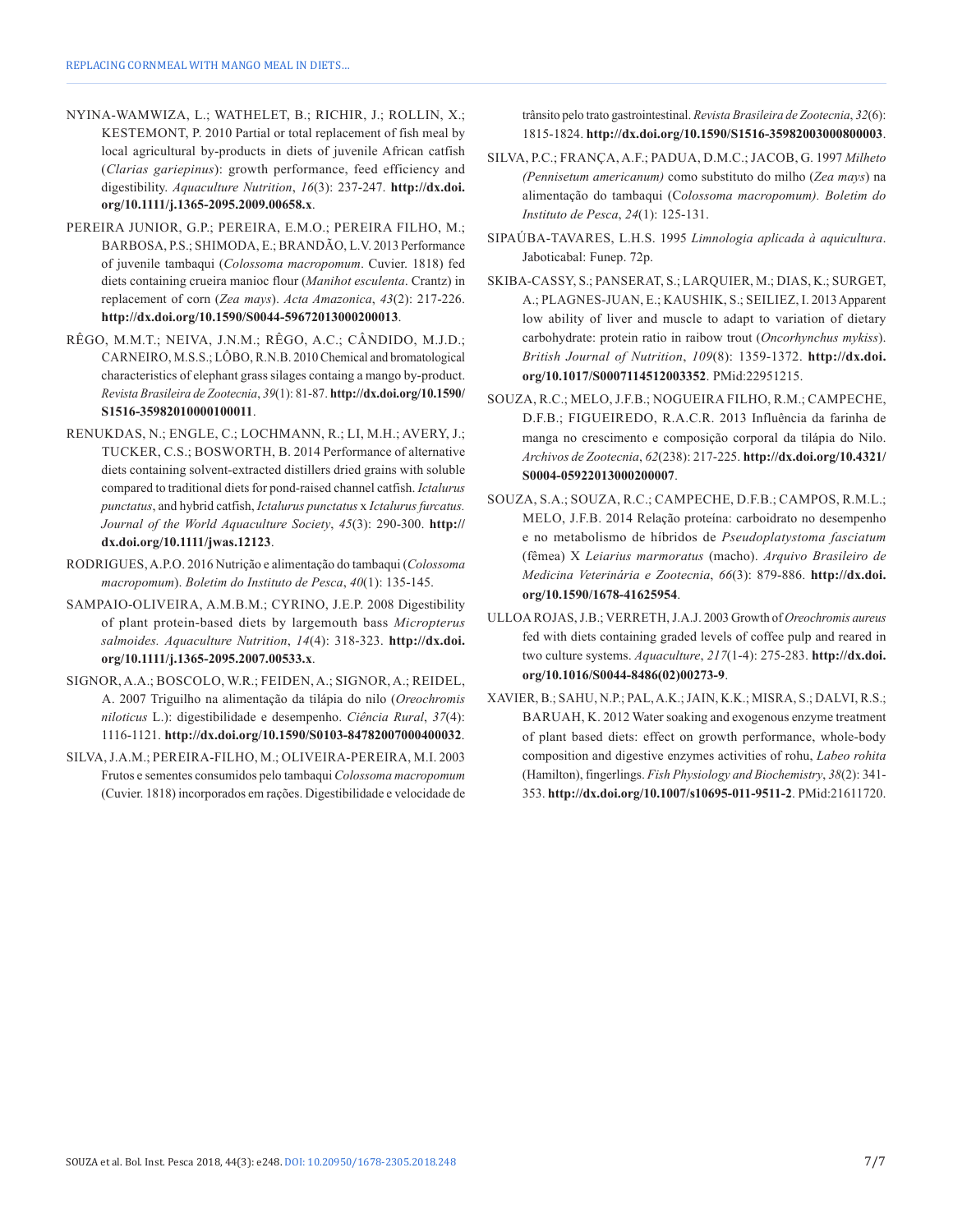NYINA-WAMWIZA, L.; WATHELET, B.; RICHIR, J.; ROLLIN, X.; KESTEMONT, P. 2010 Partial or total replacement of fish meal by local agricultural by-products in diets of juvenile African catfish (*Clarias gariepinus*): growth performance, feed efficiency and digestibility. *Aquaculture Nutrition*, *16*(3): 237-247. **http://dx.doi.org/10.1111/j.1365-2095.2009.00658.x**.

PEREIRA JUNIOR, G.P.; PEREIRA, E.M.O.; PEREIRA FILHO, M.; BARBOSA, P.S.; SHIMODA, E.; BRANDÃO, L.V. 2013 Performance of juvenile tambaqui (*Colossoma macropomum*. Cuvier. 1818) fed diets containing crueira manioc flour (*Manihot esculenta*. Crantz) in replacement of corn (*Zea mays*). *Acta Amazonica*, *43*(2): 217-226. **http://dx.doi.org/10.1590/S0044-59672013000200013**.

RÊGO, M.M.T.; NEIVA, J.N.M.; RÊGO, A.C.; CÂNDIDO, M.J.D.; CARNEIRO, M.S.S.; LÔBO, R.N.B. 2010 Chemical and bromatological characteristics of elephant grass silages containg a mango by-product. *Revista Brasileira de Zootecnia*, *39*(1): 81-87. **http://dx.doi.org/10.1590/S1516-35982010000100011**.

RENUKDAS, N.; ENGLE, C.; LOCHMANN, R.; LI, M.H.; AVERY, J.; TUCKER, C.S.; BOSWORTH, B. 2014 Performance of alternative diets containing solvent-extracted distillers dried grains with soluble compared to traditional diets for pond-raised channel catfish. *Ictalurus punctatus*, and hybrid catfish, *Ictalurus punctatus* x *Ictalurus furcatus. Journal of the World Aquaculture Society*, *45*(3): 290-300. **http://dx.doi.org/10.1111/jwas.12123**.

RODRIGUES, A.P.O. 2016 Nutrição e alimentação do tambaqui (*Colossoma macropomum*). *Boletim do Instituto de Pesca*, *40*(1): 135-145.

SAMPAIO-OLIVEIRA, A.M.B.M.; CYRINO, J.E.P. 2008 Digestibility of plant protein-based diets by largemouth bass *Micropterus salmoides. Aquaculture Nutrition*, *14*(4): 318-323. **http://dx.doi.org/10.1111/j.1365-2095.2007.00533.x**.

SIGNOR, A.A.; BOSCOLO, W.R.; FEIDEN, A.; SIGNOR, A.; REIDEL, A. 2007 Triguilho na alimentação da tilápia do nilo (*Oreochromis niloticus* L.): digestibilidade e desempenho. *Ciência Rural*, *37*(4): 1116-1121. **http://dx.doi.org/10.1590/S0103-84782007000400032**.

SILVA, J.A.M.; PEREIRA-FILHO, M.; OLIVEIRA-PEREIRA, M.I. 2003 Frutos e sementes consumidos pelo tambaqui *Colossoma macropomum* (Cuvier. 1818) incorporados em rações. Digestibilidade e velocidade de trânsito pelo trato gastrointestinal. *Revista Brasileira de Zootecnia*, *32*(6): 1815-1824. **http://dx.doi.org/10.1590/S1516-35982003000800003**.

SILVA, P.C.; FRANÇA, A.F.; PADUA, D.M.C.; JACOB, G. 1997 *Milheto (Pennisetum americanum)* como substituto do milho (*Zea mays*) na alimentação do tambaqui (C*olossoma macropomum). Boletim do Instituto de Pesca*, *24*(1): 125-131.

SIPAÚBA-TAVARES, L.H.S. 1995 *Limnologia aplicada à aquicultura*. Jaboticabal: Funep. 72p.

SKIBA-CASSY, S.; PANSERAT, S.; LARQUIER, M.; DIAS, K.; SURGET, A.; PLAGNES-JUAN, E.; KAUSHIK, S.; SEILIEZ, I. 2013 Apparent low ability of liver and muscle to adapt to variation of dietary carbohydrate: protein ratio in raibow trout (*Oncorhynchus mykiss*). *British Journal of Nutrition*, *109*(8): 1359-1372. **http://dx.doi.org/10.1017/S0007114512003352**. PMid:22951215.

SOUZA, R.C.; MELO, J.F.B.; NOGUEIRA FILHO, R.M.; CAMPECHE, D.F.B.; FIGUEIREDO, R.A.C.R. 2013 Influência da farinha de manga no crescimento e composição corporal da tilápia do Nilo. *Archivos de Zootecnia*, *62*(238): 217-225. **http://dx.doi.org/10.4321/S0004-05922013000200007**.

SOUZA, S.A.; SOUZA, R.C.; CAMPECHE, D.F.B.; CAMPOS, R.M.L.; MELO, J.F.B. 2014 Relação proteína: carboidrato no desempenho e no metabolismo de híbridos de *Pseudoplatystoma fasciatum* (fêmea) X *Leiarius marmoratus* (macho). *Arquivo Brasileiro de Medicina Veterinária e Zootecnia*, *66*(3): 879-886. **http://dx.doi.org/10.1590/1678-41625954**.

ULLOA ROJAS, J.B.; VERRETH, J.A.J. 2003 Growth of *Oreochromis aureus* fed with diets containing graded levels of coffee pulp and reared in two culture systems. *Aquaculture*, *217*(1-4): 275-283. **http://dx.doi.org/10.1016/S0044-8486(02)00273-9**.

XAVIER, B.; SAHU, N.P.; PAL, A.K.; JAIN, K.K.; MISRA, S.; DALVI, R.S.; BARUAH, K. 2012 Water soaking and exogenous enzyme treatment of plant based diets: effect on growth performance, whole-body composition and digestive enzymes activities of rohu, *Labeo rohita* (Hamilton), fingerlings. *Fish Physiology and Biochemistry*, *38*(2): 341-353. **http://dx.doi.org/10.1007/s10695-011-9511-2**. PMid:21611720.